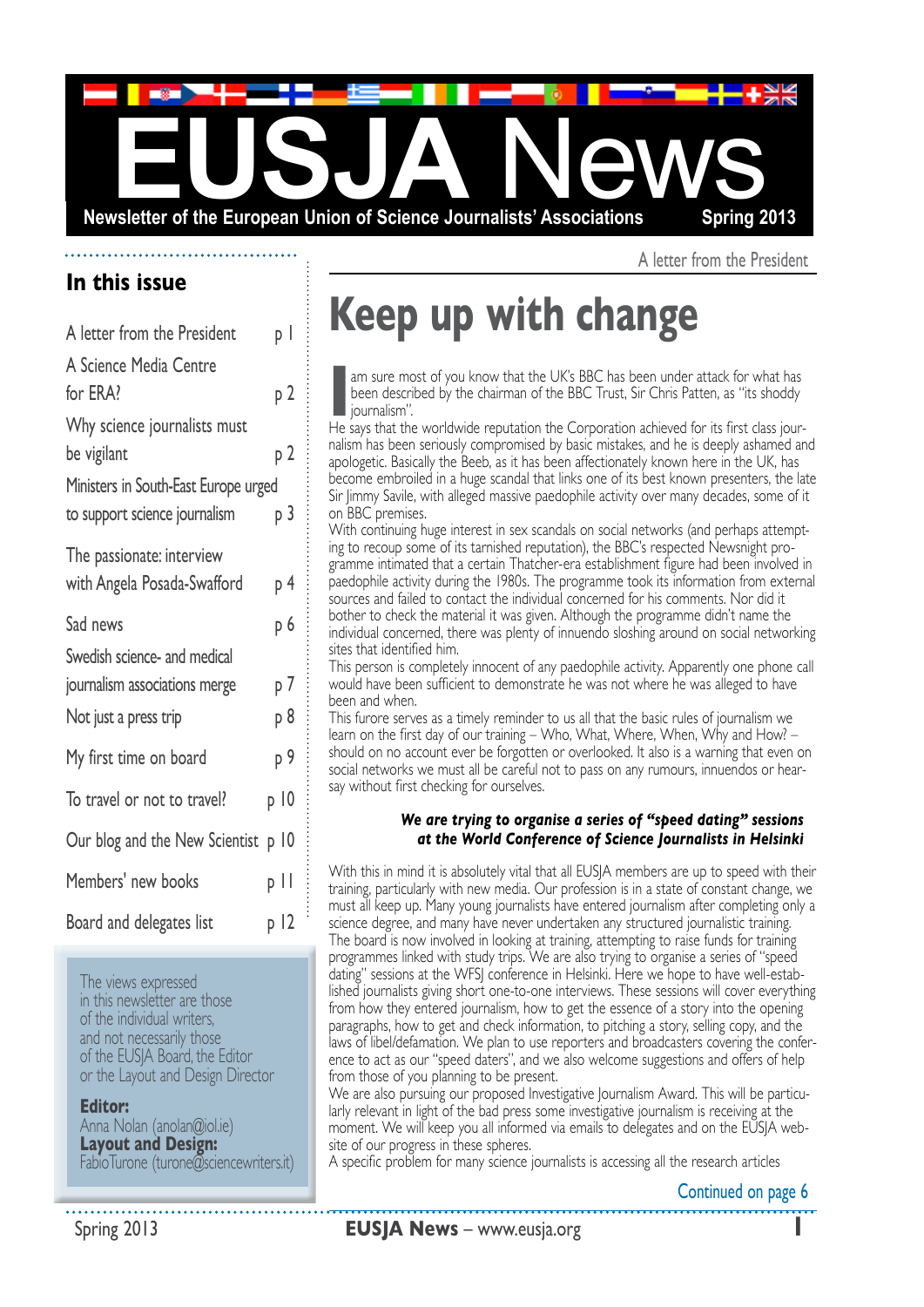# EUSJA News

Newsletter of the European Union of Science Journalists' Associations — Spring 2013

## In this issue

| | |
|---|---|
| A letter from the President | p 1 |
| A Science Media Centre for ERA? | p 2 |
| Why science journalists must be vigilant | p 2 |
| Ministers in South-East Europe urged to support science journalism | p 3 |
| The passionate: interview with Angela Posada-Swafford | p 4 |
| Sad news | p 6 |
| Swedish science- and medical journalism associations merge | p 7 |
| Not just a press trip | p 8 |
| My first time on board | p 9 |
| To travel or not to travel? | p 10 |
| Our blog and the New Scientist | p 10 |
| Members' new books | p 11 |
| Board and delegates list | p 12 |

The views expressed in this newsletter are those of the individual writers, and not necessarily those of the EUSJA Board, the Editor or the Layout and Design Director

**Editor:** Anna Nolan (anolan@iol.ie)
**Layout and Design:** FabioTurone (turone@sciencewriters.it)

A letter from the President

# Keep up with change

I am sure most of you know that the UK's BBC has been under attack for what has been described by the chairman of the BBC Trust, Sir Chris Patten, as "its shoddy journalism".

He says that the worldwide reputation the Corporation achieved for its first class journalism has been seriously compromised by basic mistakes, and he is deeply ashamed and apologetic. Basically the Beeb, as it has been affectionately known here in the UK, has become embroiled in a huge scandal that links one of its best known presenters, the late Sir Jimmy Savile, with alleged massive paedophile activity over many decades, some of it on BBC premises.

With continuing huge interest in sex scandals on social networks (and perhaps attempting to recoup some of its tarnished reputation), the BBC's respected Newsnight programme intimated that a certain Thatcher-era establishment figure had been involved in paedophile activity during the 1980s. The programme took its information from external sources and failed to contact the individual concerned for his comments. Nor did it bother to check the material it was given. Although the programme didn't name the individual concerned, there was plenty of innuendo sloshing around on social networking sites that identified him.

This person is completely innocent of any paedophile activity. Apparently one phone call would have been sufficient to demonstrate he was not where he was alleged to have been and when.

This furore serves as a timely reminder to us all that the basic rules of journalism we learn on the first day of our training – Who, What, Where, When, Why and How? – should on no account ever be forgotten or overlooked. It also is a warning that even on social networks we must all be careful not to pass on any rumours, innuendos or hearsay without first checking for ourselves.

> ***We are trying to organise a series of "speed dating" sessions at the World Conference of Science Journalists in Helsinki***

With this in mind it is absolutely vital that all EUSJA members are up to speed with their training, particularly with new media. Our profession is in a state of constant change, we must all keep up. Many young journalists have entered journalism after completing only a science degree, and many have never undertaken any structured journalistic training.

The board is now involved in looking at training, attempting to raise funds for training programmes linked with study trips. We are also trying to organise a series of "speed dating" sessions at the WFSJ conference in Helsinki. Here we hope to have well-established journalists giving short one-to-one interviews. These sessions will cover everything from how they entered journalism, how to get the essence of a story into the opening paragraphs, how to get and check information, to pitching a story, selling copy, and the laws of libel/defamation. We plan to use reporters and broadcasters covering the conference to act as our "speed daters", and we also welcome suggestions and offers of help from those of you planning to be present.

We are also pursuing our proposed Investigative Journalism Award. This will be particularly relevant in light of the bad press some investigative journalism is receiving at the moment. We will keep you all informed via emails to delegates and on the EUSJA website of our progress in these spheres.

A specific problem for many science journalists is accessing all the research articles

Continued on page 6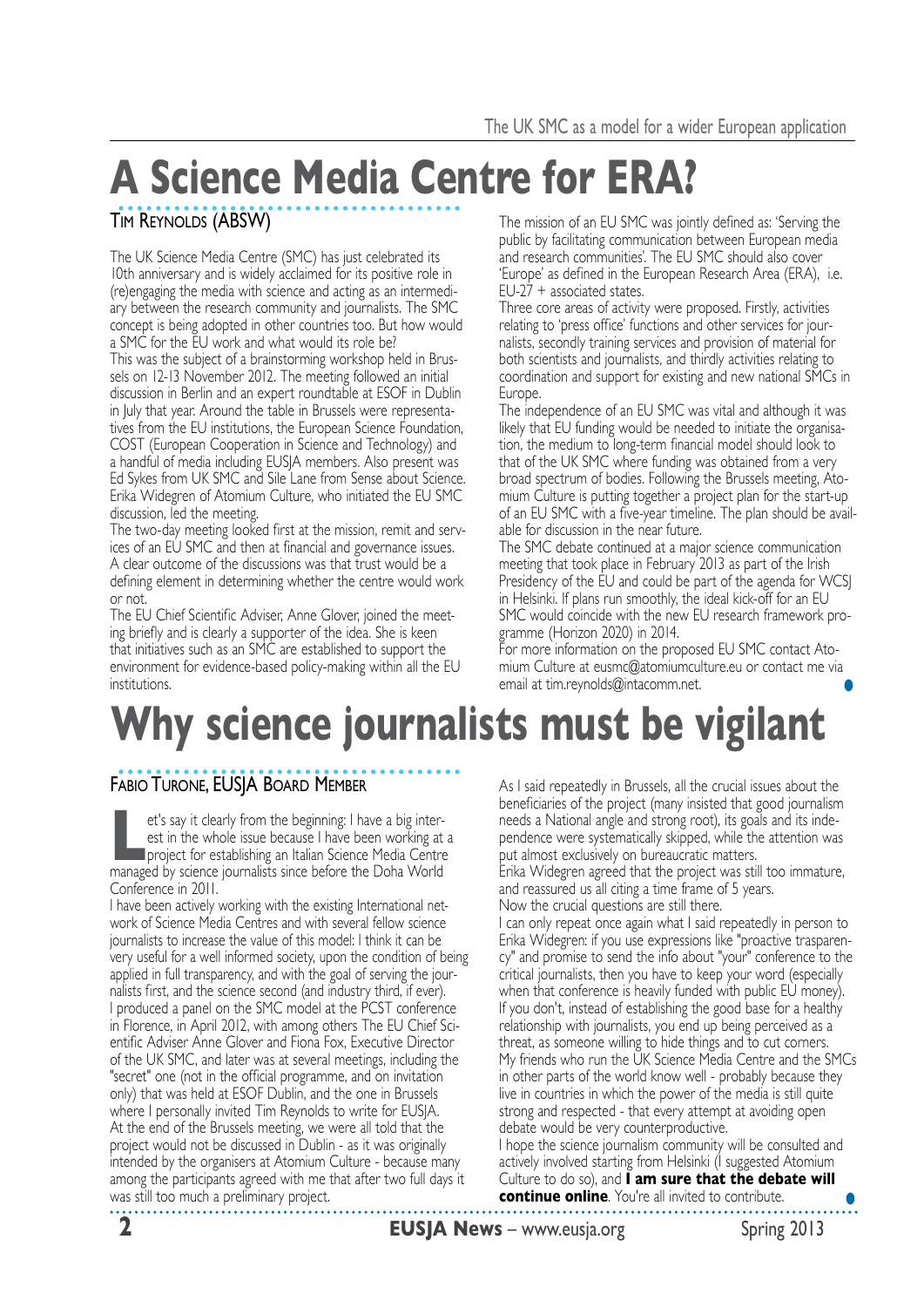# A Science Media Centre for ERA?

Tim Reynolds (ABSW)

The UK Science Media Centre (SMC) has just celebrated its 10th anniversary and is widely acclaimed for its positive role in (re)engaging the media with science and acting as an intermediary between the research community and journalists. The SMC concept is being adopted in other countries too. But how would a SMC for the EU work and what would its role be?

This was the subject of a brainstorming workshop held in Brussels on 12-13 November 2012. The meeting followed an initial discussion in Berlin and an expert roundtable at ESOF in Dublin in July that year. Around the table in Brussels were representatives from the EU institutions, the European Science Foundation, COST (European Cooperation in Science and Technology) and a handful of media including EUSJA members. Also present was Ed Sykes from UK SMC and Sile Lane from Sense about Science. Erika Widegren of Atomium Culture, who initiated the EU SMC discussion, led the meeting.

The two-day meeting looked first at the mission, remit and services of an EU SMC and then at financial and governance issues. A clear outcome of the discussions was that trust would be a defining element in determining whether the centre would work or not.

The EU Chief Scientific Adviser, Anne Glover, joined the meeting briefly and is clearly a supporter of the idea. She is keen that initiatives such as an SMC are established to support the environment for evidence-based policy-making within all the EU institutions.

The mission of an EU SMC was jointly defined as: 'Serving the public by facilitating communication between European media and research communities'. The EU SMC should also cover 'Europe' as defined in the European Research Area (ERA), i.e. EU-27 + associated states.

Three core areas of activity were proposed. Firstly, activities relating to 'press office' functions and other services for journalists, secondly training services and provision of material for both scientists and journalists, and thirdly activities relating to coordination and support for existing and new national SMCs in Europe.

The independence of an EU SMC was vital and although it was likely that EU funding would be needed to initiate the organisation, the medium to long-term financial model should look to that of the UK SMC where funding was obtained from a very broad spectrum of bodies. Following the Brussels meeting, Atomium Culture is putting together a project plan for the start-up of an EU SMC with a five-year timeline. The plan should be available for discussion in the near future.

The SMC debate continued at a major science communication meeting that took place in February 2013 as part of the Irish Presidency of the EU and could be part of the agenda for WCSJ in Helsinki. If plans run smoothly, the ideal kick-off for an EU SMC would coincide with the new EU research framework programme (Horizon 2020) in 2014.

For more information on the proposed EU SMC contact Atomium Culture at eusmc@atomiumculture.eu or contact me via email at tim.reynolds@intacomm.net.

# Why science journalists must be vigilant

Fabio Turone, EUSJA Board Member

Let's say it clearly from the beginning: I have a big interest in the whole issue because I have been working at a project for establishing an Italian Science Media Centre managed by science journalists since before the Doha World Conference in 2011.

I have been actively working with the existing International network of Science Media Centres and with several fellow science journalists to increase the value of this model: I think it can be very useful for a well informed society, upon the condition of being applied in full transparency, and with the goal of serving the journalists first, and the science second (and industry third, if ever).

I produced a panel on the SMC model at the PCST conference in Florence, in April 2012, with among others The EU Chief Scientific Adviser Anne Glover and Fiona Fox, Executive Director of the UK SMC, and later was at several meetings, including the "secret" one (not in the official programme, and on invitation only) that was held at ESOF Dublin, and the one in Brussels where I personally invited Tim Reynolds to write for EUSJA.

At the end of the Brussels meeting, we were all told that the project would not be discussed in Dublin - as it was originally intended by the organisers at Atomium Culture - because many among the participants agreed with me that after two full days it was still too much a preliminary project.

As I said repeatedly in Brussels, all the crucial issues about the beneficiaries of the project (many insisted that good journalism needs a National angle and strong root), its goals and its independence were systematically skipped, while the attention was put almost exclusively on bureaucratic matters.

Erika Widegren agreed that the project was still too immature, and reassured us all citing a time frame of 5 years.

Now the crucial questions are still there.

I can only repeat once again what I said repeatedly in person to Erika Widegren: if you use expressions like "proactive trasparency" and promise to send the info about "your" conference to the critical journalists, then you have to keep your word (especially when that conference is heavily funded with public EU money). If you don't, instead of establishing the good base for a healthy relationship with journalists, you end up being perceived as a threat, as someone willing to hide things and to cut corners.

My friends who run the UK Science Media Centre and the SMCs in other parts of the world know well - probably because they live in countries in which the power of the media is still quite strong and respected - that every attempt at avoiding open debate would be very counterproductive.

I hope the science journalism community will be consulted and actively involved starting from Helsinki (I suggested Atomium Culture to do so), and **I am sure that the debate will continue online**. You're all invited to contribute.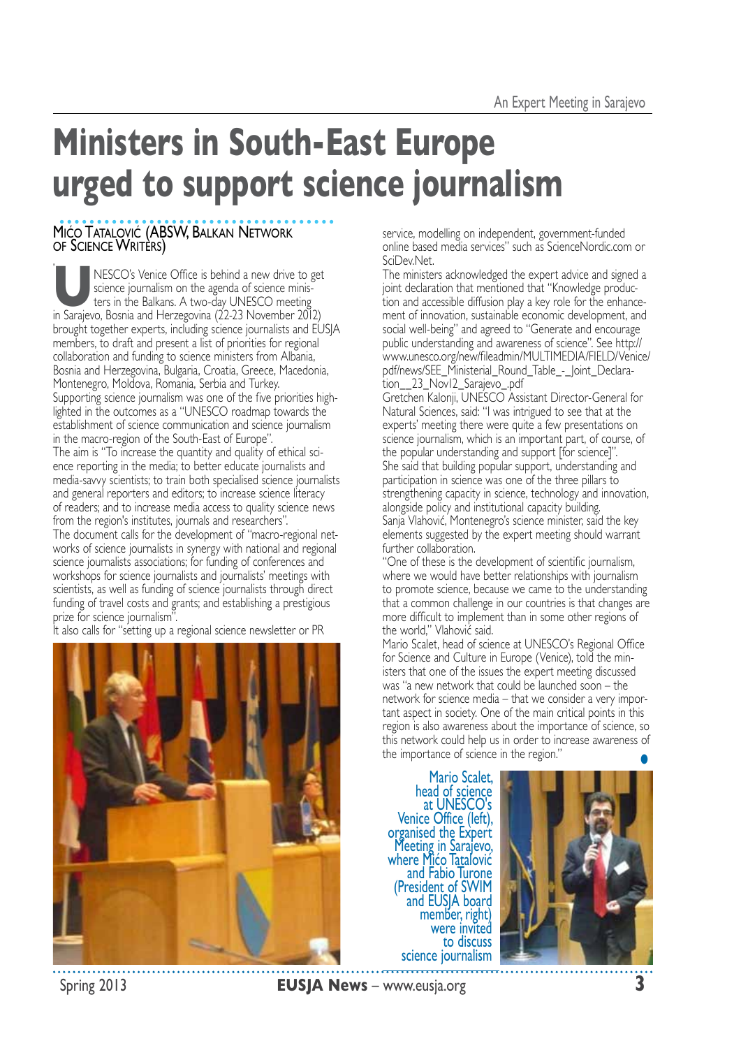# Ministers in South-East Europe urged to support science journalism

Mićo Tatalović (ABSW, Balkan Network of Science Writers)

UNESCO's Venice Office is behind a new drive to get science journalism on the agenda of science ministers in the Balkans. A two-day UNESCO meeting in Sarajevo, Bosnia and Herzegovina (22-23 November 2012) brought together experts, including science journalists and EUSJA members, to draft and present a list of priorities for regional collaboration and funding to science ministers from Albania, Bosnia and Herzegovina, Bulgaria, Croatia, Greece, Macedonia, Montenegro, Moldova, Romania, Serbia and Turkey.

Supporting science journalism was one of the five priorities highlighted in the outcomes as a "UNESCO roadmap towards the establishment of science communication and science journalism in the macro-region of the South-East of Europe".

The aim is "To increase the quantity and quality of ethical science reporting in the media; to better educate journalists and media-savvy scientists; to train both specialised science journalists and general reporters and editors; to increase science literacy of readers; and to increase media access to quality science news from the region's institutes, journals and researchers".

The document calls for the development of "macro-regional networks of science journalists in synergy with national and regional science journalists associations; for funding of conferences and workshops for science journalists and journalists' meetings with scientists, as well as funding of science journalists through direct funding of travel costs and grants; and establishing a prestigious prize for science journalism".

It also calls for "setting up a regional science newsletter or PR service, modelling on independent, government-funded online based media services" such as ScienceNordic.com or SciDev.Net.

The ministers acknowledged the expert advice and signed a joint declaration that mentioned that "Knowledge production and accessible diffusion play a key role for the enhancement of innovation, sustainable economic development, and social well-being" and agreed to "Generate and encourage public understanding and awareness of science". See http://www.unesco.org/new/fileadmin/MULTIMEDIA/FIELD/Venice/pdf/news/SEE_Ministerial_Round_Table_-_Joint_Declaration__23_Nov12_Sarajevo_.pdf

Gretchen Kalonji, UNESCO Assistant Director-General for Natural Sciences, said: "I was intrigued to see that at the experts' meeting there were quite a few presentations on science journalism, which is an important part, of course, of the popular understanding and support [for science]".

She said that building popular support, understanding and participation in science was one of the three pillars to strengthening capacity in science, technology and innovation, alongside policy and institutional capacity building.

Sanja Vlahović, Montenegro's science minister, said the key elements suggested by the expert meeting should warrant further collaboration.

"One of these is the development of scientific journalism, where we would have better relationships with journalism to promote science, because we came to the understanding that a common challenge in our countries is that changes are more difficult to implement than in some other regions of the world," Vlahović said.

Mario Scalet, head of science at UNESCO's Regional Office for Science and Culture in Europe (Venice), told the ministers that one of the issues the expert meeting discussed was "a new network that could be launched soon – the network for science media – that we consider a very important aspect in society. One of the main critical points in this region is also awareness about the importance of science, so this network could help us in order to increase awareness of the importance of science in the region."

Mario Scalet, head of science at UNESCO's Venice Office (left), organised the Expert Meeting in Sarajevo, where Mićo Tatalović and Fabio Turone (President of SWIM and EUSJA board member, right) were invited to discuss science journalism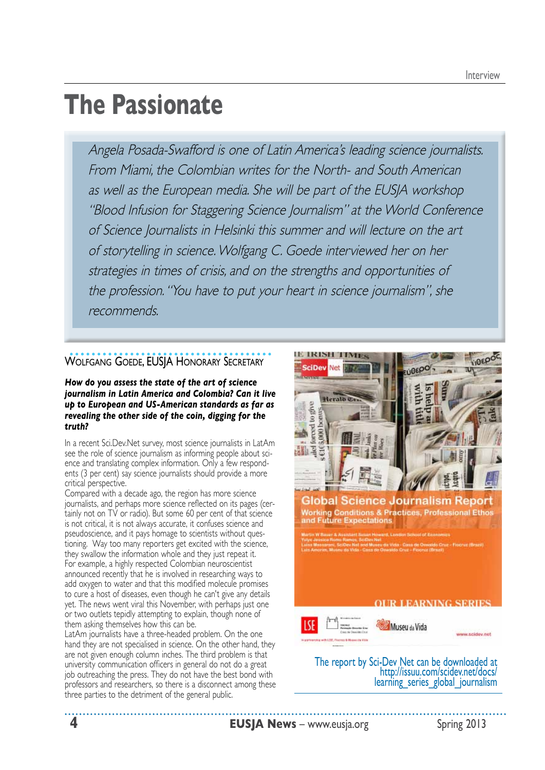# The Passionate

*Angela Posada-Swafford is one of Latin America's leading science journalists. From Miami, the Colombian writes for the North- and South American as well as the European media. She will be part of the EUSJA workshop "Blood Infusion for Staggering Science Journalism" at the World Conference of Science Journalists in Helsinki this summer and will lecture on the art of storytelling in science. Wolfgang C. Goede interviewed her on her strategies in times of crisis, and on the strengths and opportunities of the profession. "You have to put your heart in science journalism", she recommends.*

Wolfgang Goede, EUSJA Honorary Secretary

***How do you assess the state of the art of science journalism in Latin America and Colombia? Can it live up to European and US-American standards as far as revealing the other side of the coin, digging for the truth?***

In a recent Sci.Dev.Net survey, most science journalists in LatAm see the role of science journalism as informing people about science and translating complex information. Only a few respondents (3 per cent) say science journalists should provide a more critical perspective.

Compared with a decade ago, the region has more science journalists, and perhaps more science reflected on its pages (certainly not on TV or radio). But some 60 per cent of that science is not critical, it is not always accurate, it confuses science and pseudoscience, and it pays homage to scientists without questioning. Way too many reporters get excited with the science, they swallow the information whole and they just repeat it.

For example, a highly respected Colombian neuroscientist announced recently that he is involved in researching ways to add oxygen to water and that this modified molecule promises to cure a host of diseases, even though he can't give any details yet. The news went viral this November, with perhaps just one or two outlets tepidly attempting to explain, though none of them asking themselves how this can be.

LatAm journalists have a three-headed problem. On the one hand they are not specialised in science. On the other hand, they are not given enough column inches. The third problem is that university communication officers in general do not do a great job outreaching the press. They do not have the best bond with professors and researchers, so there is a disconnect among these three parties to the detriment of the general public.

The report by Sci-Dev Net can be downloaded at http://issuu.com/scidev.net/docs/learning_series_global_journalism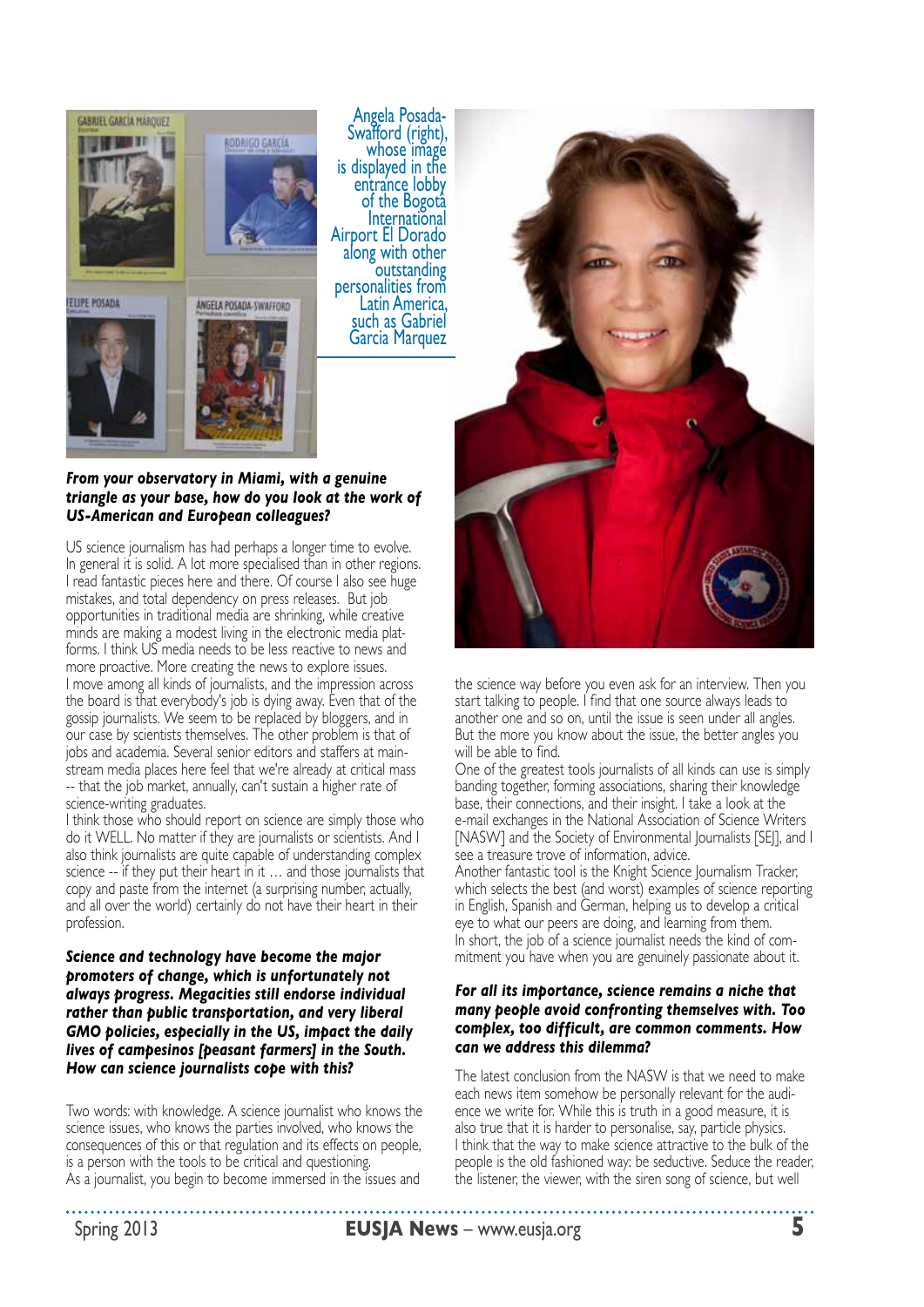Angela Posada-Swafford (right), whose image is displayed in the entrance lobby of the Bogota International Airport El Dorado along with other outstanding personalities from Latin America, such as Gabriel Garcia Marquez

***From your observatory in Miami, with a genuine triangle as your base, how do you look at the work of US-American and European colleagues?***

US science journalism has had perhaps a longer time to evolve. In general it is solid. A lot more specialised than in other regions. I read fantastic pieces here and there. Of course I also see huge mistakes, and total dependency on press releases. But job opportunities in traditional media are shrinking, while creative minds are making a modest living in the electronic media platforms. I think US media needs to be less reactive to news and more proactive. More creating the news to explore issues.

I move among all kinds of journalists, and the impression across the board is that everybody's job is dying away. Even that of the gossip journalists. We seem to be replaced by bloggers, and in our case by scientists themselves. The other problem is that of jobs and academia. Several senior editors and staffers at mainstream media places here feel that we're already at critical mass -- that the job market, annually, can't sustain a higher rate of science-writing graduates.

I think those who should report on science are simply those who do it WELL. No matter if they are journalists or scientists. And I also think journalists are quite capable of understanding complex science -- if they put their heart in it … and those journalists that copy and paste from the internet (a surprising number, actually, and all over the world) certainly do not have their heart in their profession.

***Science and technology have become the major promoters of change, which is unfortunately not always progress. Megacities still endorse individual rather than public transportation, and very liberal GMO policies, especially in the US, impact the daily lives of campesinos [peasant farmers] in the South. How can science journalists cope with this?***

Two words: with knowledge. A science journalist who knows the science issues, who knows the parties involved, who knows the consequences of this or that regulation and its effects on people, is a person with the tools to be critical and questioning.

As a journalist, you begin to become immersed in the issues and the science way before you even ask for an interview. Then you start talking to people. I find that one source always leads to another one and so on, until the issue is seen under all angles. But the more you know about the issue, the better angles you will be able to find.

One of the greatest tools journalists of all kinds can use is simply banding together, forming associations, sharing their knowledge base, their connections, and their insight. I take a look at the e-mail exchanges in the National Association of Science Writers [NASW] and the Society of Environmental Journalists [SEJ], and I see a treasure trove of information, advice.

Another fantastic tool is the Knight Science Journalism Tracker, which selects the best (and worst) examples of science reporting in English, Spanish and German, helping us to develop a critical eye to what our peers are doing, and learning from them.

In short, the job of a science journalist needs the kind of commitment you have when you are genuinely passionate about it.

***For all its importance, science remains a niche that many people avoid confronting themselves with. Too complex, too difficult, are common comments. How can we address this dilemma?***

The latest conclusion from the NASW is that we need to make each news item somehow be personally relevant for the audience we write for. While this is truth in a good measure, it is also true that it is harder to personalise, say, particle physics.

I think that the way to make science attractive to the bulk of the people is the old fashioned way: be seductive. Seduce the reader, the listener, the viewer, with the siren song of science, but well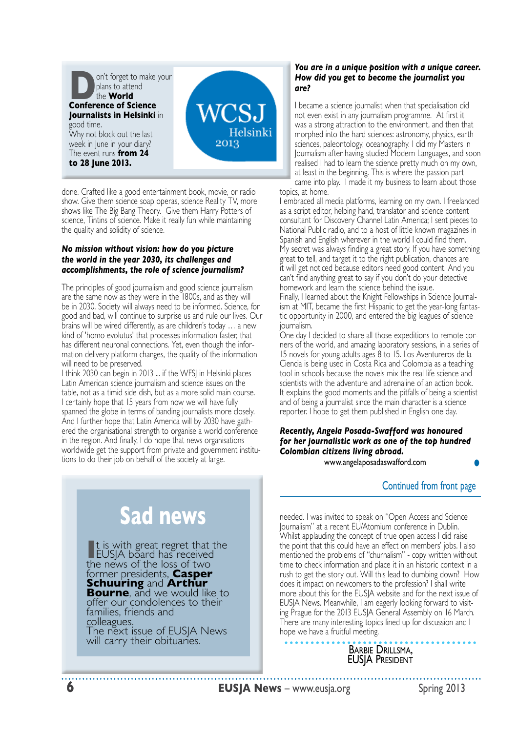Don't forget to make your plans to attend the **World Conference of Science Journalists in Helsinki** in good time.

Why not block out the last week in June in your diary?

The event runs **from 24 to 28 June 2013.**

WCSJ Helsinki 2013

done. Crafted like a good entertainment book, movie, or radio show. Give them science soap operas, science Reality TV, more shows like The Big Bang Theory. Give them Harry Potters of science, Tintins of science. Make it really fun while maintaining the quality and solidity of science.

***No mission without vision: how do you picture the world in the year 2030, its challenges and accomplishments, the role of science journalism?***

The principles of good journalism and good science journalism are the same now as they were in the 1800s, and as they will be in 2030. Society will always need to be informed. Science, for good and bad, will continue to surprise us and rule our lives. Our brains will be wired differently, as are children's today … a new kind of 'homo evolutus' that processes information faster, that has different neuronal connections. Yet, even though the information delivery platform changes, the quality of the information will need to be preserved.

I think 2030 can begin in 2013 ... if the WFSJ in Helsinki places Latin American science journalism and science issues on the table, not as a timid side dish, but as a more solid main course. I certainly hope that 15 years from now we will have fully spanned the globe in terms of banding journalists more closely. And I further hope that Latin America will by 2030 have gathered the organisational strength to organise a world conference in the region. And finally, I do hope that news organisations worldwide get the support from private and government institutions to do their job on behalf of the society at large.

***You are in a unique position with a unique career. How did you get to become the journalist you are?***

I became a science journalist when that specialisation did not even exist in any journalism programme. At first it was a strong attraction to the environment, and then that morphed into the hard sciences: astronomy, physics, earth sciences, paleontology, oceanography. I did my Masters in Journalism after having studied Modern Languages, and soon realised I had to learn the science pretty much on my own, at least in the beginning. This is where the passion part came into play. I made it my business to learn about those topics, at home.

I embraced all media platforms, learning on my own. I freelanced as a script editor, helping hand, translator and science content consultant for Discovery Channel Latin America; I sent pieces to National Public radio, and to a host of little known magazines in Spanish and English wherever in the world I could find them.

My secret was always finding a great story. If you have something great to tell, and target it to the right publication, chances are it will get noticed because editors need good content. And you can't find anything great to say if you don't do your detective homework and learn the science behind the issue.

Finally, I learned about the Knight Fellowships in Science Journalism at MIT, became the first Hispanic to get the year-long fantastic opportunity in 2000, and entered the big leagues of science journalism.

One day I decided to share all those expeditions to remote corners of the world, and amazing laboratory sessions, in a series of 15 novels for young adults ages 8 to 15. Los Aventureros de la Ciencia is being used in Costa Rica and Colombia as a teaching tool in schools because the novels mix the real life science and scientists with the adventure and adrenaline of an action book. It explains the good moments and the pitfalls of being a scientist and of being a journalist since the main character is a science reporter. I hope to get them published in English one day.

***Recently, Angela Posada-Swafford was honoured for her journalistic work as one of the top hundred Colombian citizens living abroad.***

www.angelaposadaswafford.com

## Sad news

It is with great regret that the EUSJA board has received the news of the loss of two former presidents, **Casper Schuuring** and **Arthur Bourne**, and we would like to offer our condolences to their families, friends and colleagues.

The next issue of EUSJA News will carry their obituaries.

Continued from front page

needed. I was invited to speak on "Open Access and Science Journalism" at a recent EU/Atomium conference in Dublin. Whilst applauding the concept of true open access I did raise the point that this could have an effect on members' jobs. I also mentioned the problems of "churnalism" - copy written without time to check information and place it in an historic context in a rush to get the story out. Will this lead to dumbing down? How does it impact on newcomers to the profession? I shall write more about this for the EUSJA website and for the next issue of EUSJA News. Meanwhile, I am eagerly looking forward to visiting Prague for the 2013 EUSJA General Assembly on 16 March. There are many interesting topics lined up for discussion and I hope we have a fruitful meeting.

Barbie Drillsma,
EUSJA President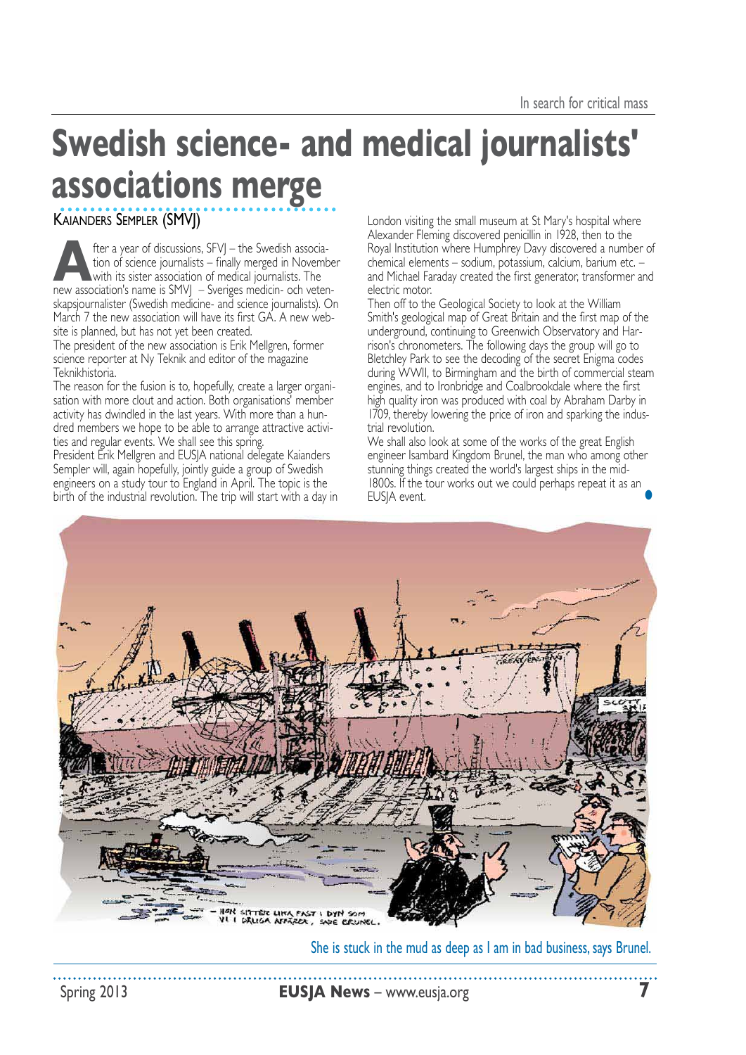# Swedish science- and medical journalists' associations merge

Kaianders Sempler (SMVJ)

After a year of discussions, SFVJ – the Swedish association of science journalists – finally merged in November with its sister association of medical journalists. The new association's name is SMVJ – Sveriges medicin- och vetenskapsjournalister (Swedish medicine- and science journalists). On March 7 the new association will have its first GA. A new website is planned, but has not yet been created.

The president of the new association is Erik Mellgren, former science reporter at Ny Teknik and editor of the magazine Teknikhistoria.

The reason for the fusion is to, hopefully, create a larger organisation with more clout and action. Both organisations' member activity has dwindled in the last years. With more than a hundred members we hope to be able to arrange attractive activities and regular events. We shall see this spring.

President Erik Mellgren and EUSJA national delegate Kaianders Sempler will, again hopefully, jointly guide a group of Swedish engineers on a study tour to England in April. The topic is the birth of the industrial revolution. The trip will start with a day in London visiting the small museum at St Mary's hospital where Alexander Fleming discovered penicillin in 1928, then to the Royal Institution where Humphrey Davy discovered a number of chemical elements – sodium, potassium, calcium, barium etc. – and Michael Faraday created the first generator, transformer and electric motor.

Then off to the Geological Society to look at the William Smith's geological map of Great Britain and the first map of the underground, continuing to Greenwich Observatory and Harrison's chronometers. The following days the group will go to Bletchley Park to see the decoding of the secret Enigma codes during WWII, to Birmingham and the birth of commercial steam engines, and to Ironbridge and Coalbrookdale where the first high quality iron was produced with coal by Abraham Darby in 1709, thereby lowering the price of iron and sparking the industrial revolution.

We shall also look at some of the works of the great English engineer Isambard Kingdom Brunel, the man who among other stunning things created the world's largest ships in the mid-1800s. If the tour works out we could perhaps repeat it as an EUSJA event.

She is stuck in the mud as deep as I am in bad business, says Brunel.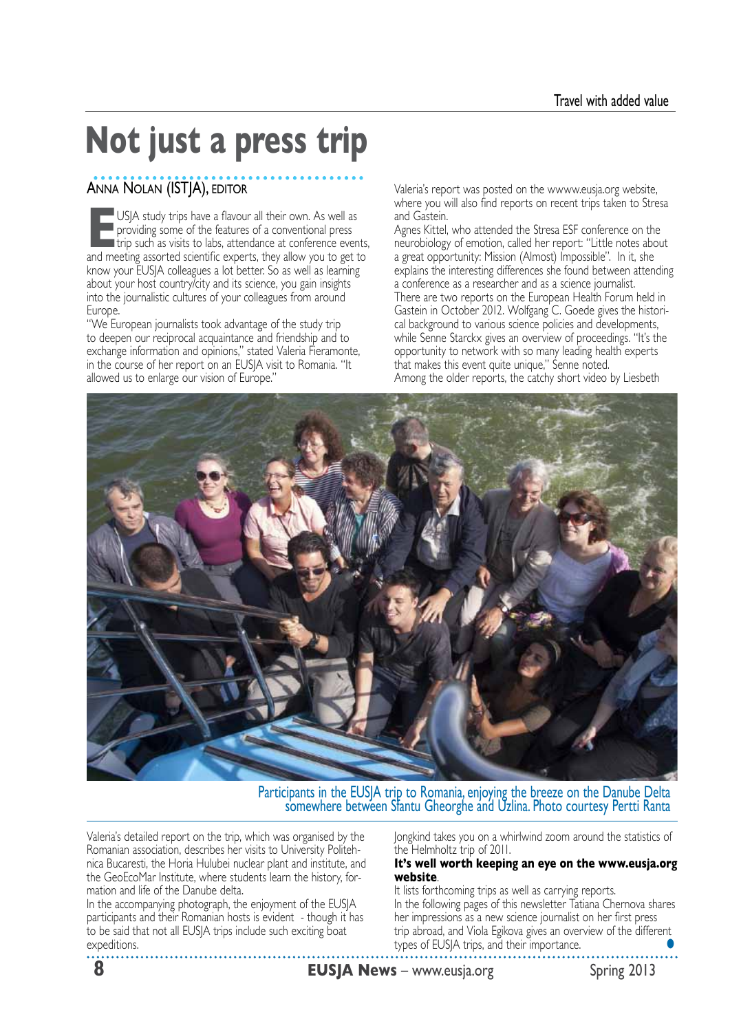# Not just a press trip

Anna Nolan (ISTJA), editor

EUSJA study trips have a flavour all their own. As well as providing some of the features of a conventional press trip such as visits to labs, attendance at conference events, and meeting assorted scientific experts, they allow you to get to know your EUSJA colleagues a lot better. So as well as learning about your host country/city and its science, you gain insights into the journalistic cultures of your colleagues from around Europe.

"We European journalists took advantage of the study trip to deepen our reciprocal acquaintance and friendship and to exchange information and opinions," stated Valeria Fieramonte, in the course of her report on an EUSJA visit to Romania. "It allowed us to enlarge our vision of Europe."

Valeria's report was posted on the wwww.eusja.org website, where you will also find reports on recent trips taken to Stresa and Gastein.

Agnes Kittel, who attended the Stresa ESF conference on the neurobiology of emotion, called her report: "Little notes about a great opportunity: Mission (Almost) Impossible". In it, she explains the interesting differences she found between attending a conference as a researcher and as a science journalist.

There are two reports on the European Health Forum held in Gastein in October 2012. Wolfgang C. Goede gives the historical background to various science policies and developments, while Senne Starckx gives an overview of proceedings. "It's the opportunity to network with so many leading health experts that makes this event quite unique," Senne noted.

Among the older reports, the catchy short video by Liesbeth

Participants in the EUSJA trip to Romania, enjoying the breeze on the Danube Delta somewhere between Sfantu Gheorghe and Uzlina. Photo courtesy Pertti Ranta

Valeria's detailed report on the trip, which was organised by the Romanian association, describes her visits to University Politehnica Bucaresti, the Horia Hulubei nuclear plant and institute, and the GeoEcoMar Institute, where students learn the history, formation and life of the Danube delta.

In the accompanying photograph, the enjoyment of the EUSJA participants and their Romanian hosts is evident - though it has to be said that not all EUSJA trips include such exciting boat expeditions.

Jongkind takes you on a whirlwind zoom around the statistics of the Helmholtz trip of 2011.

**It's well worth keeping an eye on the www.eusja.org website**.

It lists forthcoming trips as well as carrying reports.

In the following pages of this newsletter Tatiana Chernova shares her impressions as a new science journalist on her first press trip abroad, and Viola Egikova gives an overview of the different types of EUSJA trips, and their importance.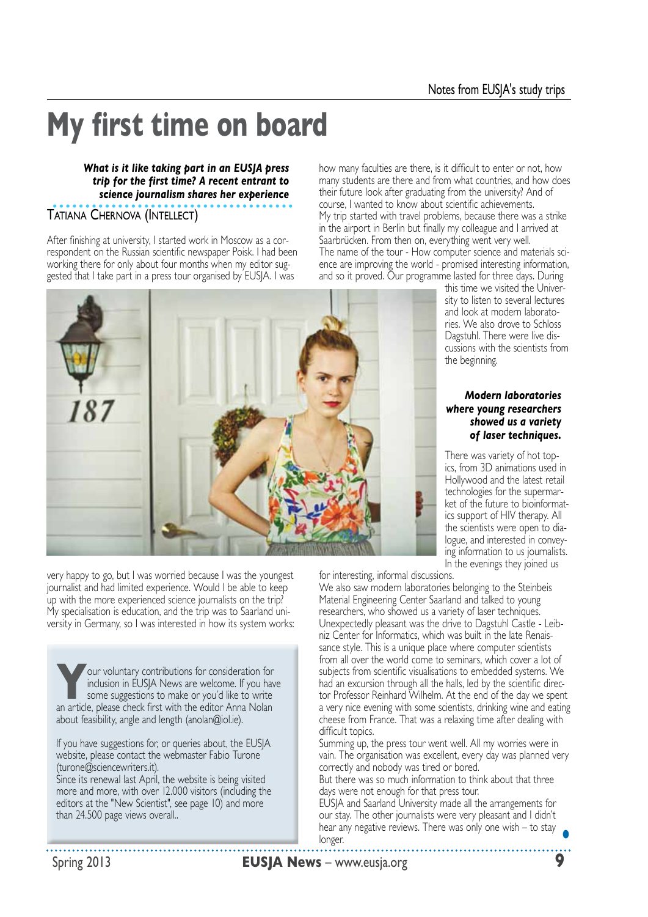Notes from EUSJA's study trips

# My first time on board

***What is it like taking part in an EUSJA press trip for the first time? A recent entrant to science journalism shares her experience***

TATIANA CHERNOVA (INTELLECT)

After finishing at university, I started work in Moscow as a correspondent on the Russian scientific newspaper Poisk. I had been working there for only about four months when my editor suggested that I take part in a press tour organised by EUSJA. I was very happy to go, but I was worried because I was the youngest journalist and had limited experience. Would I be able to keep up with the more experienced science journalists on the trip? My specialisation is education, and the trip was to Saarland university in Germany, so I was interested in how its system works: how many faculties are there, is it difficult to enter or not, how many students are there and from what countries, and how does their future look after graduating from the university? And of course, I wanted to know about scientific achievements.

My trip started with travel problems, because there was a strike in the airport in Berlin but finally my colleague and I arrived at Saarbrücken. From then on, everything went very well.

The name of the tour - How computer science and materials science are improving the world - promised interesting information, and so it proved. Our programme lasted for three days. During this time we visited the University to listen to several lectures and look at modern laboratories. We also drove to Schloss Dagstuhl. There were live discussions with the scientists from the beginning.

***Modern laboratories where young researchers showed us a variety of laser techniques.***

There was variety of hot topics, from 3D animations used in Hollywood and the latest retail technologies for the supermarket of the future to bioinformatics support of HIV therapy. All the scientists were open to dialogue, and interested in conveying information to us journalists. In the evenings they joined us for interesting, informal discussions.

We also saw modern laboratories belonging to the Steinbeis Material Engineering Center Saarland and talked to young researchers, who showed us a variety of laser techniques.

Unexpectedly pleasant was the drive to Dagstuhl Castle - Leibniz Center for Informatics, which was built in the late Renaissance style. This is a unique place where computer scientists from all over the world come to seminars, which cover a lot of subjects from scientific visualisations to embedded systems. We had an excursion through all the halls, led by the scientific director Professor Reinhard Wilhelm. At the end of the day we spent a very nice evening with some scientists, drinking wine and eating cheese from France. That was a relaxing time after dealing with difficult topics.

Summing up, the press tour went well. All my worries were in vain. The organisation was excellent, every day was planned very correctly and nobody was tired or bored.

But there was so much information to think about that three days were not enough for that press tour.

EUSJA and Saarland University made all the arrangements for our stay. The other journalists were very pleasant and I didn't hear any negative reviews. There was only one wish – to stay longer.

---

Your voluntary contributions for consideration for inclusion in EUSJA News are welcome. If you have some suggestions to make or you'd like to write an article, please check first with the editor Anna Nolan about feasibility, angle and length (anolan@iol.ie).

If you have suggestions for, or queries about, the EUSJA website, please contact the webmaster Fabio Turone (turone@sciencewriters.it).

Since its renewal last April, the website is being visited more and more, with over 12.000 visitors (including the editors at the "New Scientist", see page 10) and more than 24.500 page views overall..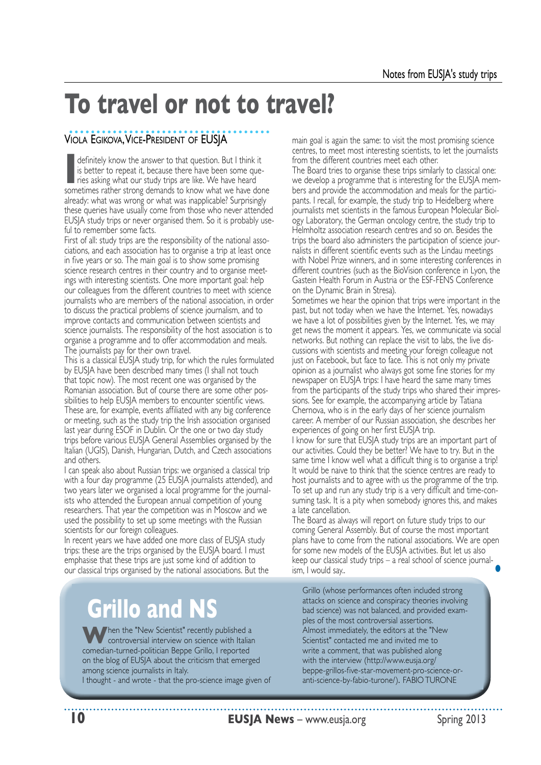# To travel or not to travel?

Viola Egikova, Vice-President of EUSJA

I definitely know the answer to that question. But I think it is better to repeat it, because there have been some queries asking what our study trips are like. We have heard sometimes rather strong demands to know what we have done already: what was wrong or what was inapplicable? Surprisingly these queries have usually come from those who never attended EUSJA study trips or never organised them. So it is probably useful to remember some facts.

First of all: study trips are the responsibility of the national associations, and each association has to organise a trip at least once in five years or so. The main goal is to show some promising science research centres in their country and to organise meetings with interesting scientists. One more important goal: help our colleagues from the different countries to meet with science journalists who are members of the national association, in order to discuss the practical problems of science journalism, and to improve contacts and communication between scientists and science journalists. The responsibility of the host association is to organise a programme and to offer accommodation and meals. The journalists pay for their own travel.

This is a classical EUSJA study trip, for which the rules formulated by EUSJA have been described many times (I shall not touch that topic now). The most recent one was organised by the Romanian association. But of course there are some other possibilities to help EUSJA members to encounter scientific views. These are, for example, events affiliated with any big conference or meeting, such as the study trip the Irish association organised last year during ESOF in Dublin. Or the one or two day study trips before various EUSJA General Assemblies organised by the Italian (UGIS), Danish, Hungarian, Dutch, and Czech associations and others.

I can speak also about Russian trips: we organised a classical trip with a four day programme (25 EUSJA journalists attended), and two years later we organised a local programme for the journalists who attended the European annual competition of young researchers. That year the competition was in Moscow and we used the possibility to set up some meetings with the Russian scientists for our foreign colleagues.

In recent years we have added one more class of EUSJA study trips: these are the trips organised by the EUSJA board. I must emphasise that these trips are just some kind of addition to our classical trips organised by the national associations. But the main goal is again the same: to visit the most promising science centres, to meet most interesting scientists, to let the journalists from the different countries meet each other.

The Board tries to organise these trips similarly to classical one: we develop a programme that is interesting for the EUSJA members and provide the accommodation and meals for the participants. I recall, for example, the study trip to Heidelberg where journalists met scientists in the famous European Molecular Biology Laboratory, the German oncology centre, the study trip to Helmholtz association research centres and so on. Besides the trips the board also administers the participation of science journalists in different scientific events such as the Lindau meetings with Nobel Prize winners, and in some interesting conferences in different countries (such as the BioVision conference in Lyon, the Gastein Health Forum in Austria or the ESF-FENS Conference on the Dynamic Brain in Stresa).

Sometimes we hear the opinion that trips were important in the past, but not today when we have the Internet. Yes, nowadays we have a lot of possibilities given by the Internet. Yes, we may get news the moment it appears. Yes, we communicate via social networks. But nothing can replace the visit to labs, the live discussions with scientists and meeting your foreign colleague not just on Facebook, but face to face. This is not only my private opinion as a journalist who always got some fine stories for my newspaper on EUSJA trips: I have heard the same many times from the participants of the study trips who shared their impressions. See for example, the accompanying article by Tatiana Chernova, who is in the early days of her science journalism career. A member of our Russian association, she describes her experiences of going on her first EUSJA trip.

I know for sure that EUSJA study trips are an important part of our activities. Could they be better? We have to try. But in the same time I know well what a difficult thing is to organise a trip! It would be naive to think that the science centres are ready to host journalists and to agree with us the programme of the trip. To set up and run any study trip is a very difficult and time-consuming task. It is a pity when somebody ignores this, and makes a late cancellation.

The Board as always will report on future study trips to our coming General Assembly. But of course the most important plans have to come from the national associations. We are open for some new models of the EUSJA activities. But let us also keep our classical study trips – a real school of science journalism, I would say..

# Grillo and NS

When the "New Scientist" recently published a controversial interview on science with Italian comedian-turned-politician Beppe Grillo, I reported on the blog of EUSJA about the criticism that emerged among science journalists in Italy.

I thought - and wrote - that the pro-science image given of Grillo (whose performances often included strong attacks on science and conspiracy theories involving bad science) was not balanced, and provided examples of the most controversial assertions.

Almost immediately, the editors at the "New Scientist" contacted me and invited me to write a comment, that was published along with the interview (http://www.eusja.org/beppe-grillos-five-star-movement-pro-science-or-anti-science-by-fabio-turone/). FABIO TURONE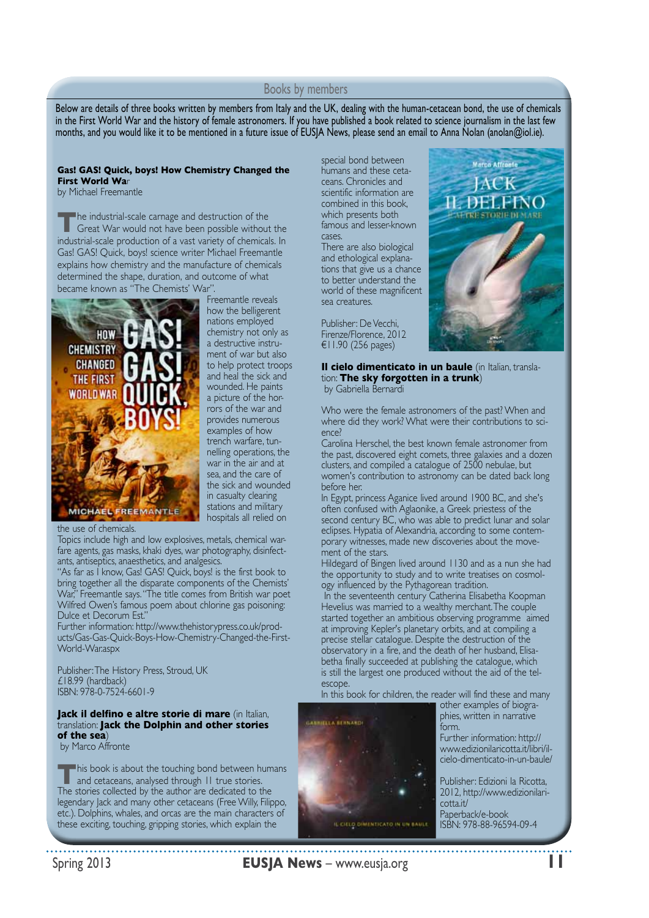## Books by members

Below are details of three books written by members from Italy and the UK, dealing with the human-cetacean bond, the use of chemicals in the First World War and the history of female astronomers. If you have published a book related to science journalism in the last few months, and you would like it to be mentioned in a future issue of EUSJA News, please send an email to Anna Nolan (anolan@iol.ie).

### Gas! GAS! Quick, boys! How Chemistry Changed the First World War

by Michael Freemantle

The industrial-scale carnage and destruction of the Great War would not have been possible without the industrial-scale production of a vast variety of chemicals. In Gas! GAS! Quick, boys! science writer Michael Freemantle explains how chemistry and the manufacture of chemicals determined the shape, duration, and outcome of what became known as "The Chemists' War".

Freemantle reveals how the belligerent nations employed chemistry not only as a destructive instrument of war but also to help protect troops and heal the sick and wounded. He paints a picture of the horrors of the war and provides numerous examples of how trench warfare, tunnelling operations, the war in the air and at sea, and the care of the sick and wounded in casualty clearing stations and military hospitals all relied on the use of chemicals.

Topics include high and low explosives, metals, chemical warfare agents, gas masks, khaki dyes, war photography, disinfectants, antiseptics, anaesthetics, and analgesics.

"As far as I know, Gas! GAS! Quick, boys! is the first book to bring together all the disparate components of the Chemists' War," Freemantle says. "The title comes from British war poet Wilfred Owen's famous poem about chlorine gas poisoning: Dulce et Decorum Est."

Further information: http://www.thehistorypress.co.uk/products/Gas-Gas-Quick-Boys-How-Chemistry-Changed-the-First-World-War.aspx

Publisher: The History Press, Stroud, UK
£18.99 (hardback)
ISBN: 978-0-7524-6601-9

### Jack il delfino e altre storie di mare (in Italian, translation: Jack the Dolphin and other stories of the sea)

by Marco Affronte

This book is about the touching bond between humans and cetaceans, analysed through 11 true stories. The stories collected by the author are dedicated to the legendary Jack and many other cetaceans (Free Willy, Filippo, etc.). Dolphins, whales, and orcas are the main characters of these exciting, touching, gripping stories, which explain the special bond between humans and these cetaceans. Chronicles and scientific information are combined in this book, which presents both famous and lesser-known cases.

There are also biological and ethological explanations that give us a chance to better understand the world of these magnificent sea creatures.

Publisher: De Vecchi, Firenze/Florence, 2012
€11.90 (256 pages)

### Il cielo dimenticato in un baule (in Italian, translation: The sky forgotten in a trunk)

by Gabriella Bernardi

Who were the female astronomers of the past? When and where did they work? What were their contributions to science?

Carolina Herschel, the best known female astronomer from the past, discovered eight comets, three galaxies and a dozen clusters, and compiled a catalogue of 2500 nebulae, but women's contribution to astronomy can be dated back long before her.

In Egypt, princess Aganice lived around 1900 BC, and she's often confused with Aglaonike, a Greek priestess of the second century BC, who was able to predict lunar and solar eclipses. Hypatia of Alexandria, according to some contemporary witnesses, made new discoveries about the movement of the stars.

Hildegard of Bingen lived around 1130 and as a nun she had the opportunity to study and to write treatises on cosmology influenced by the Pythagorean tradition.

In the seventeenth century Catherina Elisabetha Koopman Hevelius was married to a wealthy merchant. The couple started together an ambitious observing programme aimed at improving Kepler's planetary orbits, and at compiling a precise stellar catalogue. Despite the destruction of the observatory in a fire, and the death of her husband, Elisabetha finally succeeded at publishing the catalogue, which is still the largest one produced without the aid of the telescope.

In this book for children, the reader will find these and many other examples of biographies, written in narrative form.

Further information: http://www.edizionilaricotta.it/libri/il-cielo-dimenticato-in-un-baule/

Publisher: Edizioni la Ricotta, 2012, http://www.edizionilaricotta.it/
Paperback/e-book
ISBN: 978-88-96594-09-4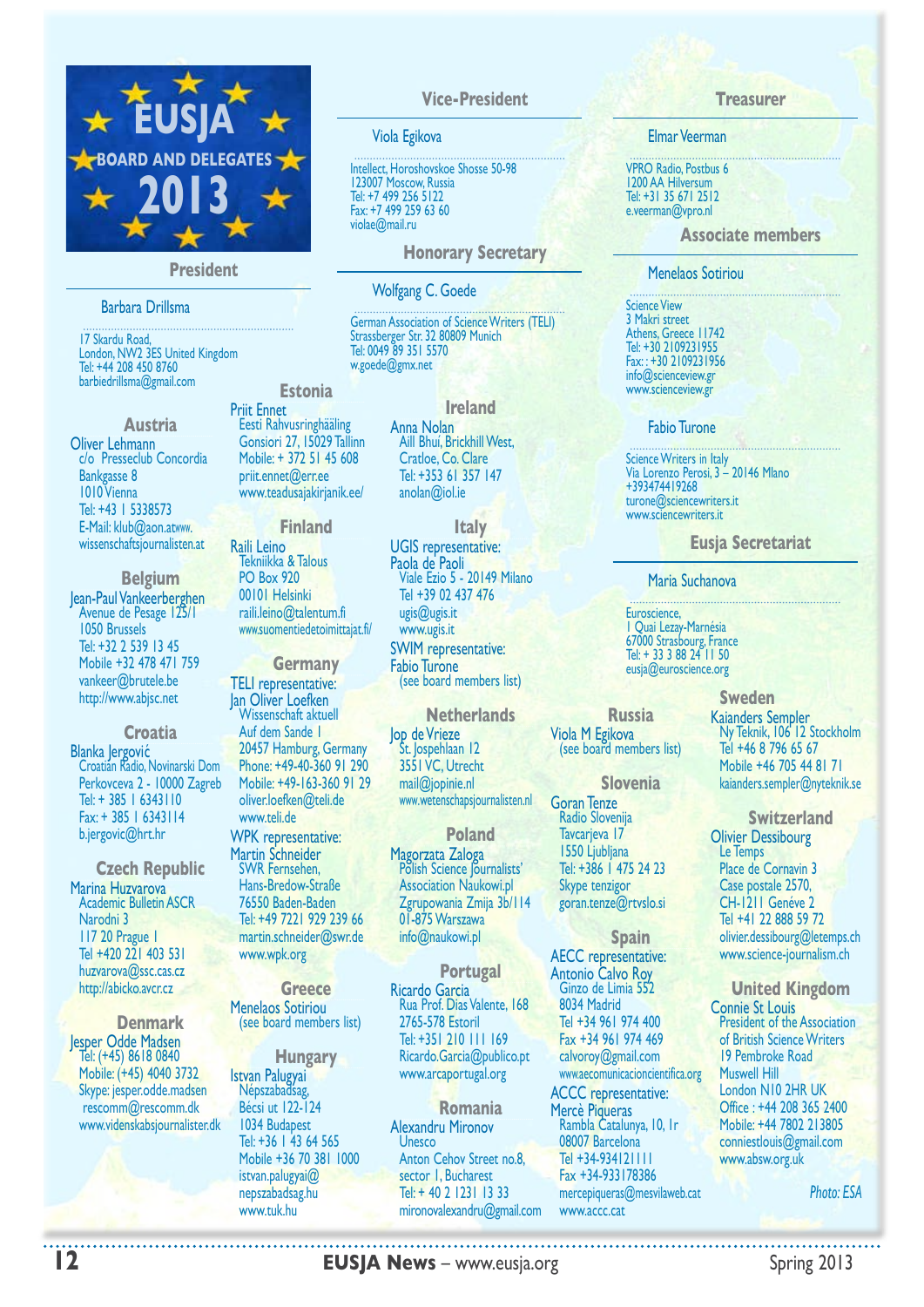# EUSJA BOARD AND DELEGATES 2013

## President

Barbara Drillsma

17 Skardu Road,
London, NW2 3ES United Kingdom
Tel: +44 208 450 8760
barbiedrillsma@gmail.com

## Vice-President

Viola Egikova

Intellect, Horoshovskoe Shosse 50-98
123007 Moscow, Russia
Tel: +7 499 256 5122
Fax: +7 499 259 63 60
violae@mail.ru

## Honorary Secretary

Wolfgang C. Goede

German Association of Science Writers (TELI)
Strassberger Str. 32 80809 Munich
Tel: 0049 89 351 5570
w.goede@gmx.net

## Treasurer

Elmar Veerman

VPRO Radio, Postbus 6
1200 AA Hilversum
Tel: +31 35 671 2512
e.veerman@vpro.nl

## Associate members

Menelaos Sotiriou

Science View
3 Makri street
Athens, Greece 11742
Tel: +30 2109231955
Fax: : +30 2109231956
info@scienceview.gr
www.scienceview.gr

Fabio Turone

Science Writers in Italy
Via Lorenzo Perosi, 3 – 20146 Mlano
+393474419268
turone@sciencewriters.it
www.sciencewriters.it

## Eusja Secretariat

Maria Suchanova

Euroscience,
1 Quai Lezay-Marnésia
67000 Strasbourg, France
Tel: + 33 3 88 24 11 50
eusja@euroscience.org

### Austria

Oliver Lehmann
c/o Presseclub Concordia
Bankgasse 8
1010 Vienna
Tel: +43 1 5338573
E-Mail: klub@aon.atwww.
wissenschaftsjournalisten.at

### Belgium

Jean-Paul Vankeerberghen
Avenue de Pesage 125/1
1050 Brussels
Tel: +32 2 539 13 45
Mobile +32 478 471 759
vankeer@brutele.be
http://www.abjsc.net

### Croatia

Blanka Jergović
Croatian Radio, Novinarski Dom
Perkovceva 2 - 10000 Zagreb
Tel: + 385 1 6343110
Fax: + 385 1 6343114
b.jergovic@hrt.hr

### Czech Republic

Marina Huzvarova
Academic Bulletin ASCR
Narodni 3
117 20 Prague 1
Tel +420 221 403 531
huzvarova@ssc.cas.cz
http://abicko.avcr.cz

### Denmark

Jesper Odde Madsen
Tel: (+45) 8618 0840
Mobile: (+45) 4040 3732
Skype: jesper.odde.madsen
rescomm@rescomm.dk
www.videnskabsjournalister.dk

### Estonia

Priit Ennet
Eesti Rahvusringhääling
Gonsiori 27, 15029 Tallinn
Mobile: + 372 51 45 608
priit.ennet@err.ee
www.teadusajakirjanik.ee/

### Finland

Raili Leino
Tekniikka & Talous
PO Box 920
00101 Helsinki
raili.leino@talentum.fi
www.suomentiedetoimittajat.fi/

### Germany

TELI representative:
Jan Oliver Loefken
Wissenschaft aktuell
Auf dem Sande 1
20457 Hamburg, Germany
Phone: +49-40-360 91 290
Mobile: +49-163-360 91 29
oliver.loefken@teli.de
www.teli.de

WPK representative:
Martin Schneider
SWR Fernsehen,
Hans-Bredow-Straße
76550 Baden-Baden
Tel: +49 7221 929 239 66
martin.schneider@swr.de
www.wpk.org

### Greece

Menelaos Sotiriou
(see board members list)

### Hungary

Istvan Palugyai
Népszabadság,
Bécsi ut 122-124
1034 Budapest
Tel: +36 1 43 64 565
Mobile +36 70 381 1000
istvan.palugyai@
nepszabadsag.hu
www.tuk.hu

### Ireland

Anna Nolan
Aill Bhui, Brickhill West,
Cratloe, Co. Clare
Tel: +353 61 357 147
anolan@iol.ie

### Italy

UGIS representative:
Paola de Paoli
Viale Ezio 5 - 20149 Milano
Tel +39 02 437 476
ugis@ugis.it
www.ugis.it

SWIM representative:
Fabio Turone
(see board members list)

### Netherlands

Jop de Vrieze
St. Jospehlaan 12
3551 VC, Utrecht
mail@jopinie.nl
www.wetenschapsjournalisten.nl

### Poland

Magorzata Zaloga
Polish Science Journalists' Association Naukowi.pl
Zgrupowania Zmija 3b/114
01-875 Warszawa
info@naukowi.pl

### Portugal

Ricardo Garcia
Rua Prof. Dias Valente, 168
2765-578 Estoril
Tel: +351 210 111 169
Ricardo.Garcia@publico.pt
www.arcaportugal.org

### Romania

Alexandru Mironov
Unesco
Anton Cehov Street no.8,
sector 1, Bucharest
Tel: + 40 2 1231 13 33
mironovalexandru@gmail.com

### Russia

Viola M Egikova
(see board members list)

### Slovenia

Goran Tenze
Radio Slovenija
Tavcarjeva 17
1550 Ljubljana
Tel: +386 1 475 24 23
Skype tenzigor
goran.tenze@rtvslo.si

### Spain

AECC representative:
Antonio Calvo Roy
Ginzo de Limia 552
8034 Madrid
Tel +34 961 974 400
Fax +34 961 974 469
calvoroy@gmail.com
www.aecomunicacioncientifica.org

ACCC representative:
Mercè Piqueras
Rambla Catalunya, 10, 1r
08007 Barcelona
Tel +34-934121111
Fax +34-933178386
mercepiqueras@mesvilaweb.cat
www.accc.cat

### Sweden

Kaianders Sempler
Ny Teknik, 106 12 Stockholm
Tel +46 8 796 65 67
Mobile +46 705 44 81 71
kaianders.sempler@nyteknik.se

### Switzerland

Olivier Dessibourg
Le Temps
Place de Cornavin 3
Case postale 2570,
CH-1211 Genève 2
Tel +41 22 888 59 72
olivier.dessibourg@letemps.ch
www.science-journalism.ch

### United Kingdom

Connie St Louis
President of the Association of British Science Writers
19 Pembroke Road
Muswell Hill
London N10 2HR UK
Office : +44 208 365 2400
Mobile: +44 7802 213805
connieslouis@gmail.com
www.absw.org.uk

*Photo: ESA*